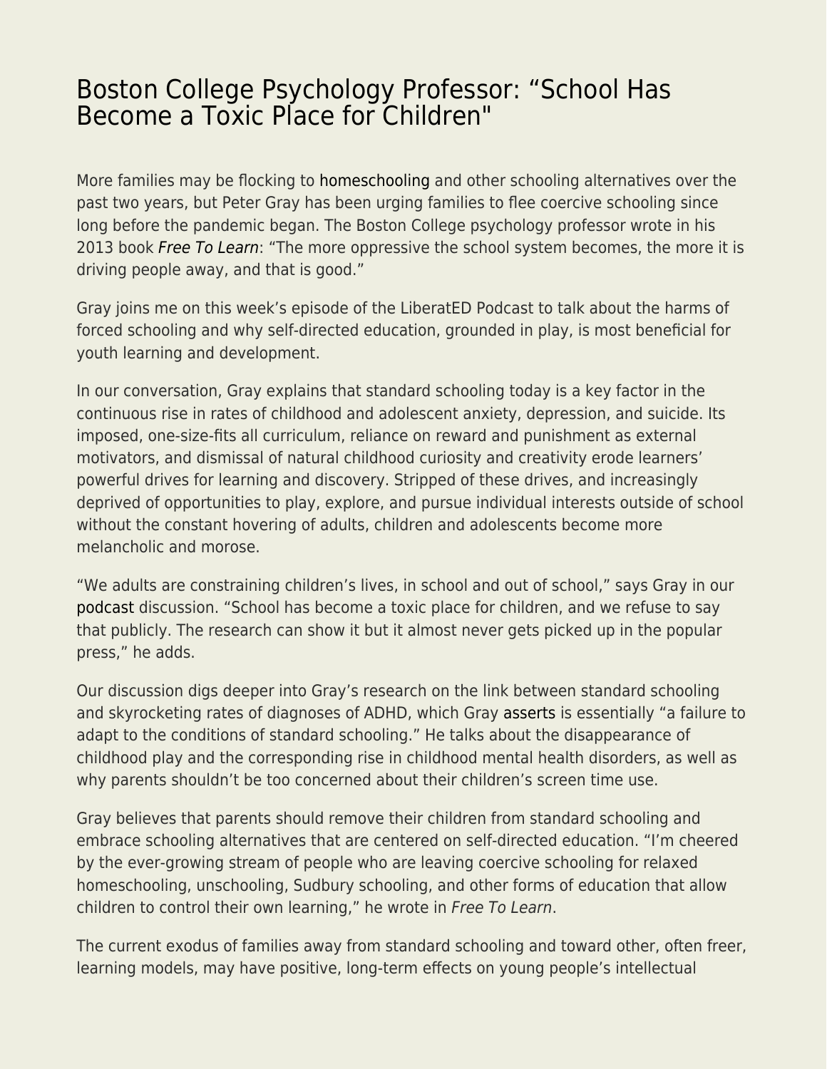# Boston College Psychology Professor: "School Has Become a Toxic Place for Children"

More families may be flocking to homeschooling and other schooling alternatives over the past two years, but Peter Gray has been urging families to flee coercive schooling since long before the pandemic began. The Boston College psychology professor wrote in his 2013 book *Free To Learn*: "The more oppressive the school system becomes, the more it is driving people away, and that is good."

Gray joins me on this week's episode of the LiberatED Podcast to talk about the harms of forced schooling and why self-directed education, grounded in play, is most beneficial for youth learning and development.

In our conversation, Gray explains that standard schooling today is a key factor in the continuous rise in rates of childhood and adolescent anxiety, depression, and suicide. Its imposed, one-size-fits all curriculum, reliance on reward and punishment as external motivators, and dismissal of natural childhood curiosity and creativity erode learners' powerful drives for learning and discovery. Stripped of these drives, and increasingly deprived of opportunities to play, explore, and pursue individual interests outside of school without the constant hovering of adults, children and adolescents become more melancholic and morose.

"We adults are constraining children's lives, in school and out of school," says Gray in our podcast discussion. "School has become a toxic place for children, and we refuse to say that publicly. The research can show it but it almost never gets picked up in the popular press," he adds.

Our discussion digs deeper into Gray's research on the link between standard schooling and skyrocketing rates of diagnoses of ADHD, which Gray asserts is essentially "a failure to adapt to the conditions of standard schooling." He talks about the disappearance of childhood play and the corresponding rise in childhood mental health disorders, as well as why parents shouldn't be too concerned about their children's screen time use.

Gray believes that parents should remove their children from standard schooling and embrace schooling alternatives that are centered on self-directed education. "I'm cheered by the ever-growing stream of people who are leaving coercive schooling for relaxed homeschooling, unschooling, Sudbury schooling, and other forms of education that allow children to control their own learning," he wrote in *Free To Learn*.

The current exodus of families away from standard schooling and toward other, often freer, learning models, may have positive, long-term effects on young people's intellectual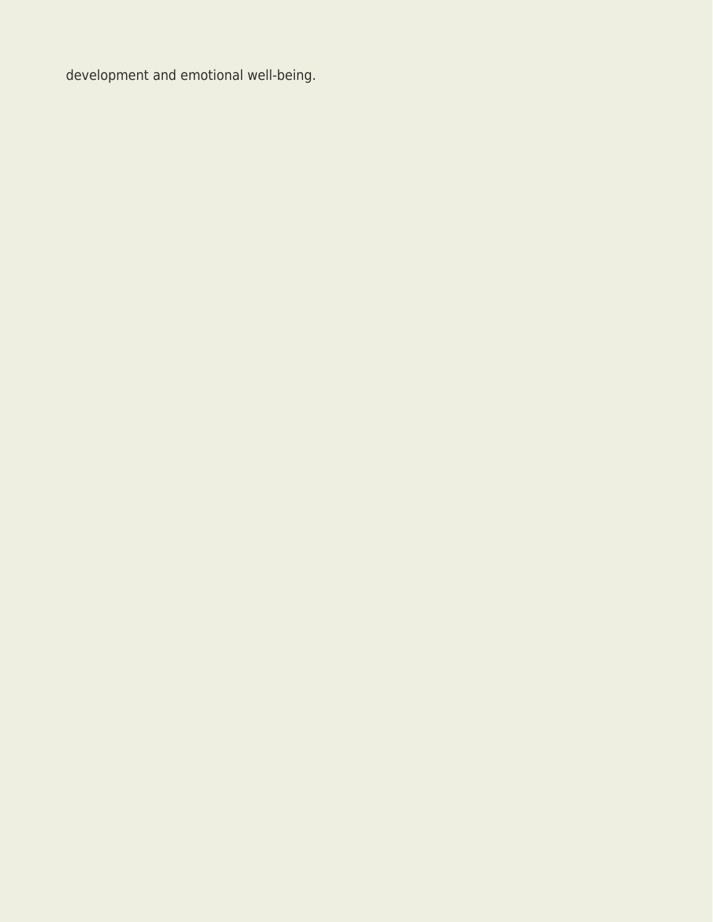development and emotional well-being.